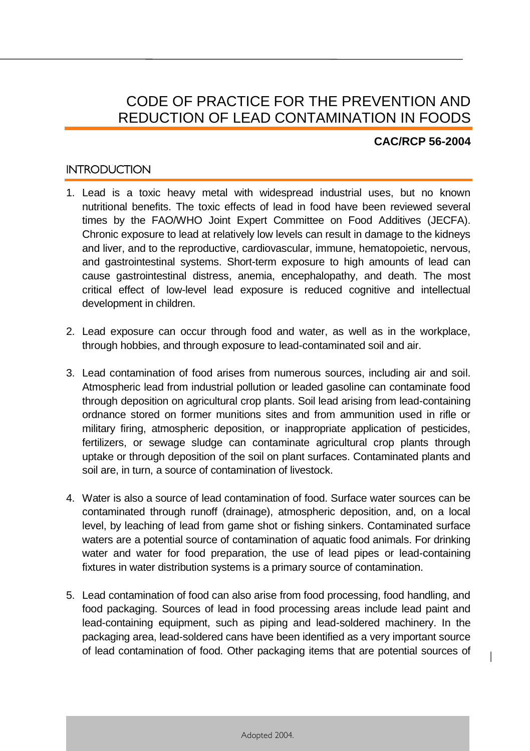# CODE OF PRACTICE FOR THE PREVENTION AND REDUCTION OF LEAD CONTAMINATION IN FOODS

**CAC/RCP 56-2004**

## INTRODUCTION

1. Lead is a toxic heavy metal with widespread industrial uses, but no known nutritional benefits. The toxic effects of lead in food have been reviewed several times by the FAO/WHO Joint Expert Committee on Food Additives (JECFA). Chronic exposure to lead at relatively low levels can result in damage to the kidneys and liver, and to the reproductive, cardiovascular, immune, hematopoietic, nervous, and gastrointestinal systems. Short-term exposure to high amounts of lead can cause gastrointestinal distress, anemia, encephalopathy, and death. The most critical effect of low-level lead exposure is reduced cognitive and intellectual development in children.

2. Lead exposure can occur through food and water, as well as in the workplace, through hobbies, and through exposure to lead-contaminated soil and air.

3. Lead contamination of food arises from numerous sources, including air and soil. Atmospheric lead from industrial pollution or leaded gasoline can contaminate food through deposition on agricultural crop plants. Soil lead arising from lead-containing ordnance stored on former munitions sites and from ammunition used in rifle or military firing, atmospheric deposition, or inappropriate application of pesticides, fertilizers, or sewage sludge can contaminate agricultural crop plants through uptake or through deposition of the soil on plant surfaces. Contaminated plants and soil are, in turn, a source of contamination of livestock.

4. Water is also a source of lead contamination of food. Surface water sources can be contaminated through runoff (drainage), atmospheric deposition, and, on a local level, by leaching of lead from game shot or fishing sinkers. Contaminated surface waters are a potential source of contamination of aquatic food animals. For drinking water and water for food preparation, the use of lead pipes or lead-containing fixtures in water distribution systems is a primary source of contamination.

5. Lead contamination of food can also arise from food processing, food handling, and food packaging. Sources of lead in food processing areas include lead paint and lead-containing equipment, such as piping and lead-soldered machinery. In the packaging area, lead-soldered cans have been identified as a very important source of lead contamination of food. Other packaging items that are potential sources of

Adopted 2004.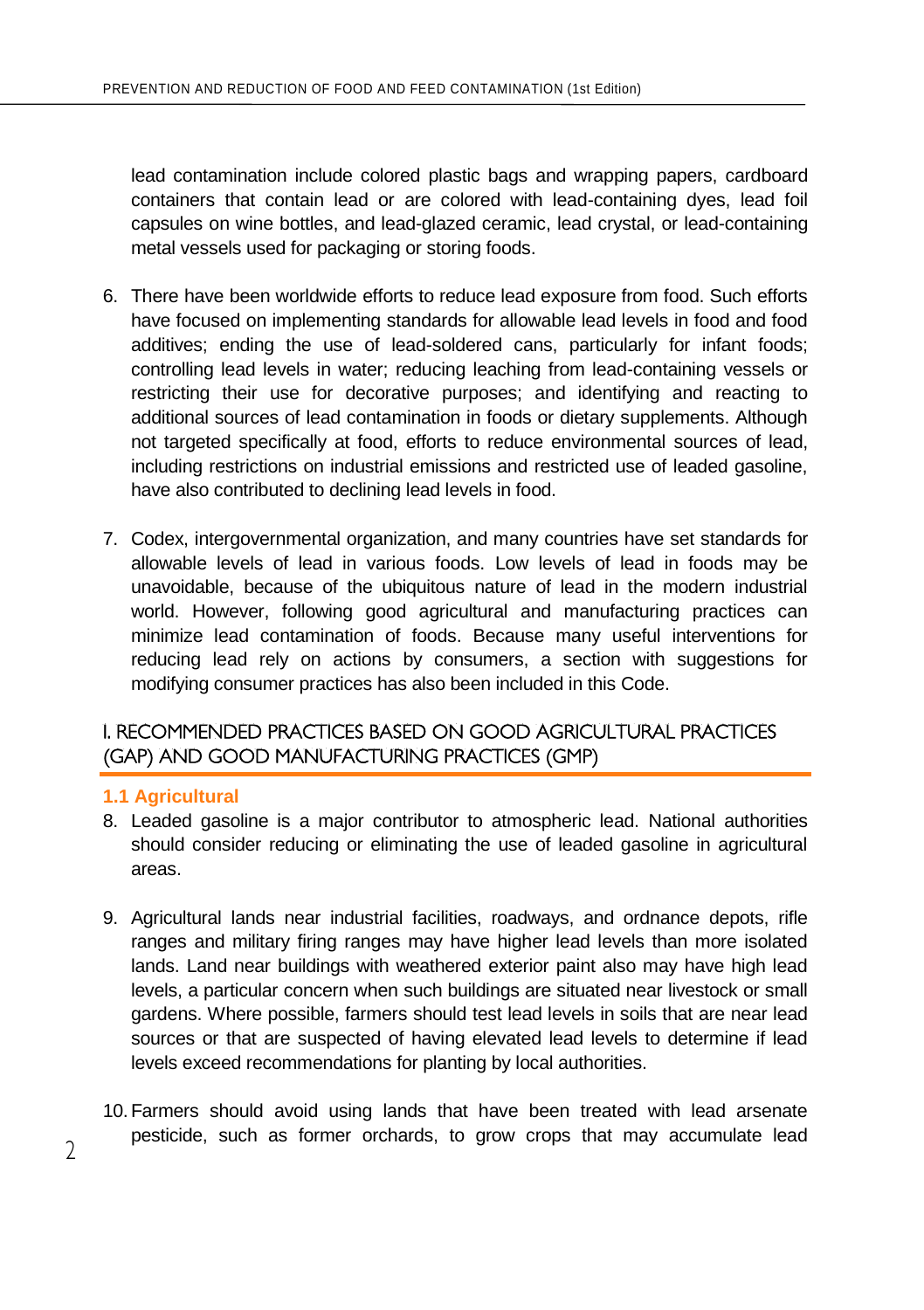lead contamination include colored plastic bags and wrapping papers, cardboard containers that contain lead or are colored with lead-containing dyes, lead foil capsules on wine bottles, and lead-glazed ceramic, lead crystal, or lead-containing metal vessels used for packaging or storing foods.

6. There have been worldwide efforts to reduce lead exposure from food. Such efforts have focused on implementing standards for allowable lead levels in food and food additives; ending the use of lead-soldered cans, particularly for infant foods; controlling lead levels in water; reducing leaching from lead-containing vessels or restricting their use for decorative purposes; and identifying and reacting to additional sources of lead contamination in foods or dietary supplements. Although not targeted specifically at food, efforts to reduce environmental sources of lead, including restrictions on industrial emissions and restricted use of leaded gasoline, have also contributed to declining lead levels in food.

7. Codex, intergovernmental organization, and many countries have set standards for allowable levels of lead in various foods. Low levels of lead in foods may be unavoidable, because of the ubiquitous nature of lead in the modern industrial world. However, following good agricultural and manufacturing practices can minimize lead contamination of foods. Because many useful interventions for reducing lead rely on actions by consumers, a section with suggestions for modifying consumer practices has also been included in this Code.

## I. RECOMMENDED PRACTICES BASED ON GOOD AGRICULTURAL PRACTICES (GAP) AND GOOD MANUFACTURING PRACTICES (GMP)

### 1.1 Agricultural

8. Leaded gasoline is a major contributor to atmospheric lead. National authorities should consider reducing or eliminating the use of leaded gasoline in agricultural areas.

9. Agricultural lands near industrial facilities, roadways, and ordnance depots, rifle ranges and military firing ranges may have higher lead levels than more isolated lands. Land near buildings with weathered exterior paint also may have high lead levels, a particular concern when such buildings are situated near livestock or small gardens. Where possible, farmers should test lead levels in soils that are near lead sources or that are suspected of having elevated lead levels to determine if lead levels exceed recommendations for planting by local authorities.

10. Farmers should avoid using lands that have been treated with lead arsenate pesticide, such as former orchards, to grow crops that may accumulate lead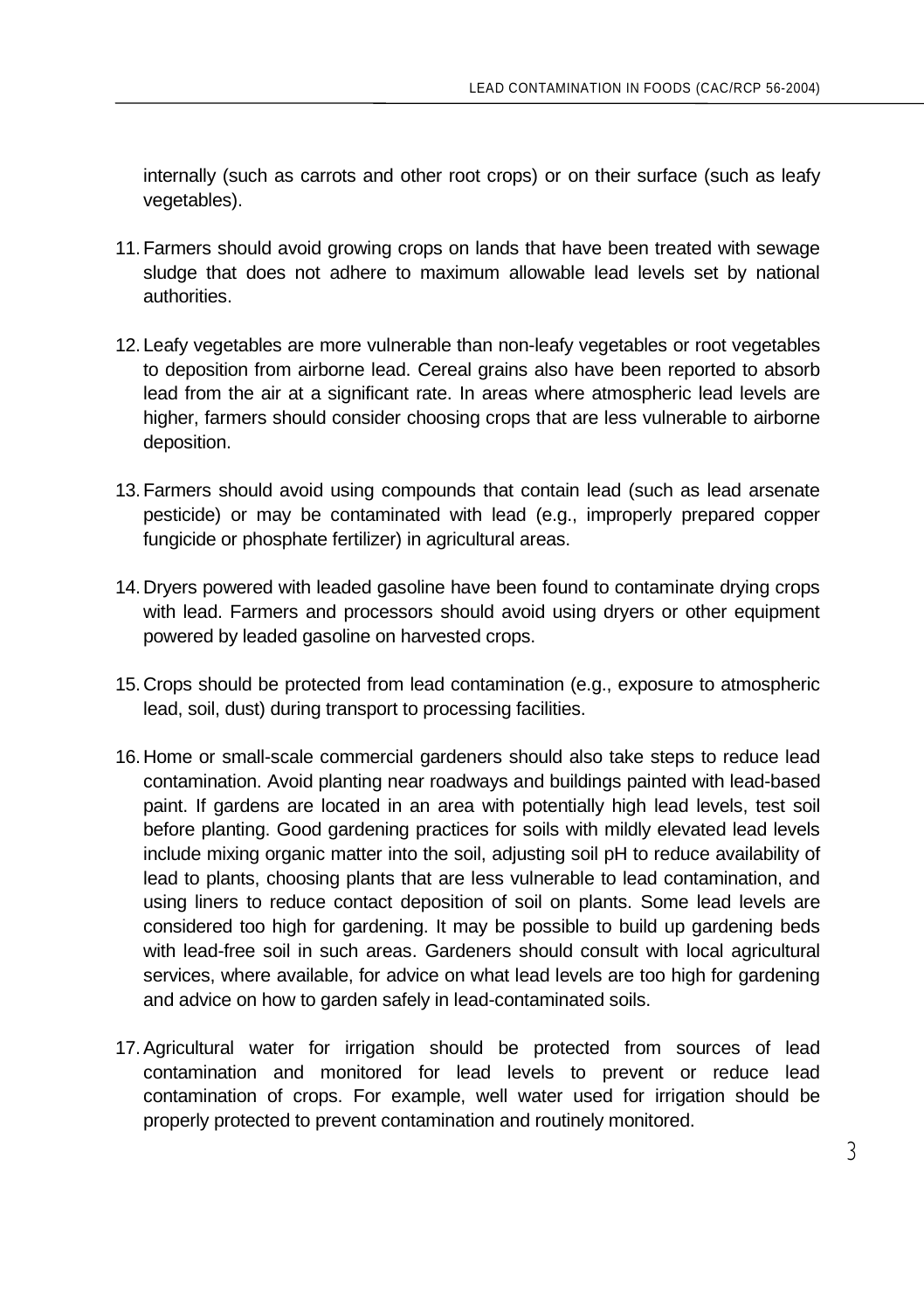internally (such as carrots and other root crops) or on their surface (such as leafy vegetables).

11. Farmers should avoid growing crops on lands that have been treated with sewage sludge that does not adhere to maximum allowable lead levels set by national authorities.

12. Leafy vegetables are more vulnerable than non-leafy vegetables or root vegetables to deposition from airborne lead. Cereal grains also have been reported to absorb lead from the air at a significant rate. In areas where atmospheric lead levels are higher, farmers should consider choosing crops that are less vulnerable to airborne deposition.

13. Farmers should avoid using compounds that contain lead (such as lead arsenate pesticide) or may be contaminated with lead (e.g., improperly prepared copper fungicide or phosphate fertilizer) in agricultural areas.

14. Dryers powered with leaded gasoline have been found to contaminate drying crops with lead. Farmers and processors should avoid using dryers or other equipment powered by leaded gasoline on harvested crops.

15. Crops should be protected from lead contamination (e.g., exposure to atmospheric lead, soil, dust) during transport to processing facilities.

16. Home or small-scale commercial gardeners should also take steps to reduce lead contamination. Avoid planting near roadways and buildings painted with lead-based paint. If gardens are located in an area with potentially high lead levels, test soil before planting. Good gardening practices for soils with mildly elevated lead levels include mixing organic matter into the soil, adjusting soil pH to reduce availability of lead to plants, choosing plants that are less vulnerable to lead contamination, and using liners to reduce contact deposition of soil on plants. Some lead levels are considered too high for gardening. It may be possible to build up gardening beds with lead-free soil in such areas. Gardeners should consult with local agricultural services, where available, for advice on what lead levels are too high for gardening and advice on how to garden safely in lead-contaminated soils.

17. Agricultural water for irrigation should be protected from sources of lead contamination and monitored for lead levels to prevent or reduce lead contamination of crops. For example, well water used for irrigation should be properly protected to prevent contamination and routinely monitored.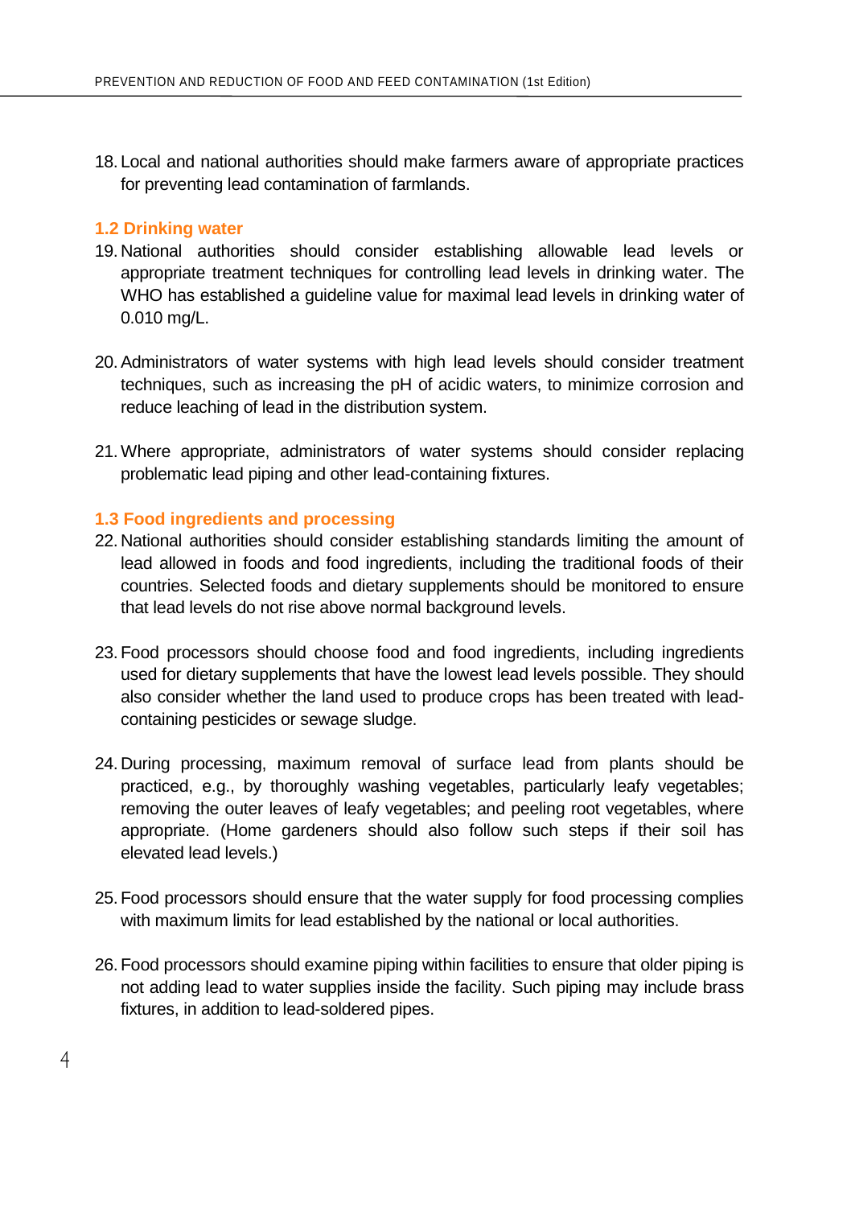18. Local and national authorities should make farmers aware of appropriate practices for preventing lead contamination of farmlands.

### 1.2 Drinking water

19. National authorities should consider establishing allowable lead levels or appropriate treatment techniques for controlling lead levels in drinking water. The WHO has established a guideline value for maximal lead levels in drinking water of 0.010 mg/L.

20. Administrators of water systems with high lead levels should consider treatment techniques, such as increasing the pH of acidic waters, to minimize corrosion and reduce leaching of lead in the distribution system.

21. Where appropriate, administrators of water systems should consider replacing problematic lead piping and other lead-containing fixtures.

### 1.3 Food ingredients and processing

22. National authorities should consider establishing standards limiting the amount of lead allowed in foods and food ingredients, including the traditional foods of their countries. Selected foods and dietary supplements should be monitored to ensure that lead levels do not rise above normal background levels.

23. Food processors should choose food and food ingredients, including ingredients used for dietary supplements that have the lowest lead levels possible. They should also consider whether the land used to produce crops has been treated with lead-containing pesticides or sewage sludge.

24. During processing, maximum removal of surface lead from plants should be practiced, e.g., by thoroughly washing vegetables, particularly leafy vegetables; removing the outer leaves of leafy vegetables; and peeling root vegetables, where appropriate. (Home gardeners should also follow such steps if their soil has elevated lead levels.)

25. Food processors should ensure that the water supply for food processing complies with maximum limits for lead established by the national or local authorities.

26. Food processors should examine piping within facilities to ensure that older piping is not adding lead to water supplies inside the facility. Such piping may include brass fixtures, in addition to lead-soldered pipes.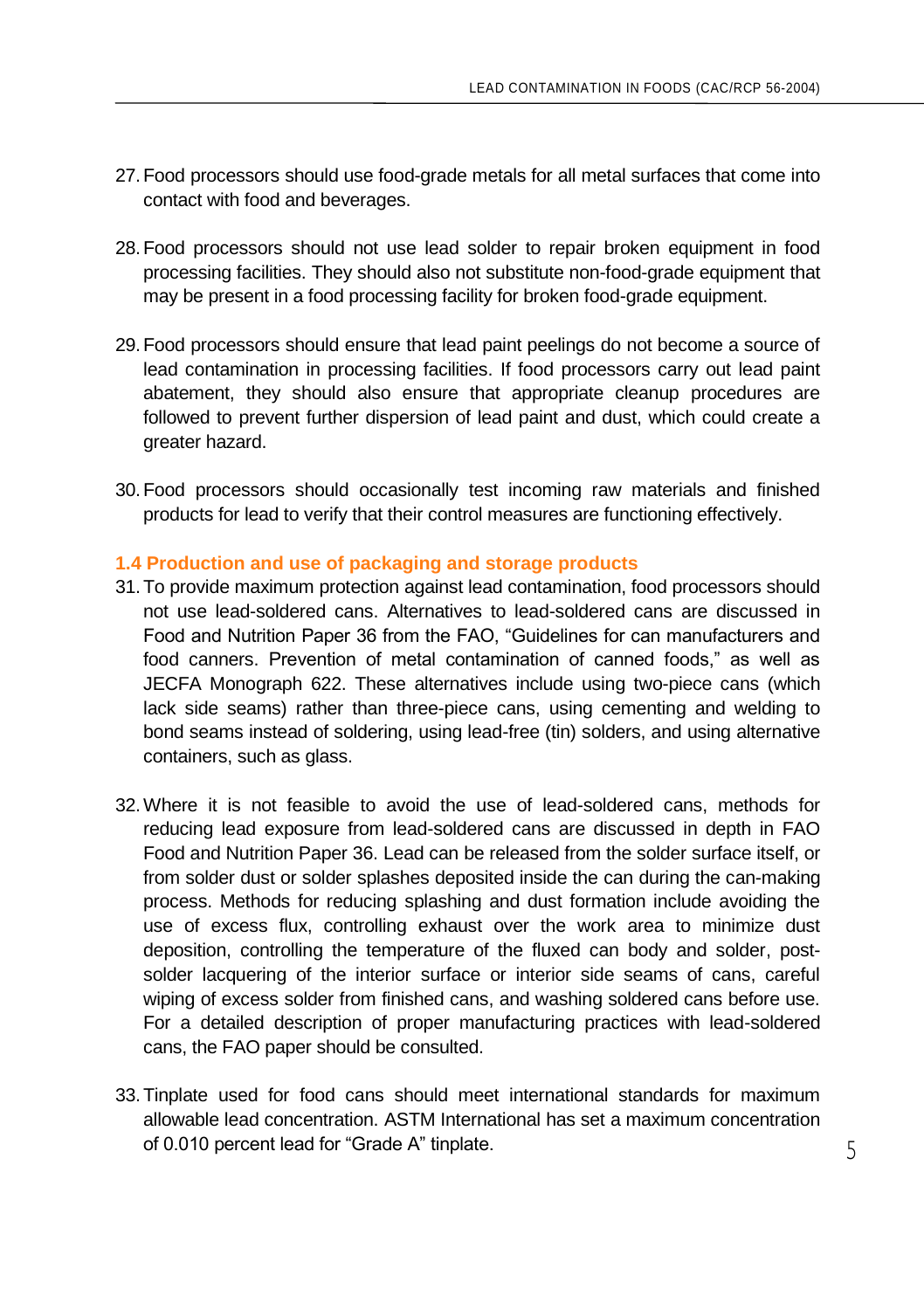27. Food processors should use food-grade metals for all metal surfaces that come into contact with food and beverages.

28. Food processors should not use lead solder to repair broken equipment in food processing facilities. They should also not substitute non-food-grade equipment that may be present in a food processing facility for broken food-grade equipment.

29. Food processors should ensure that lead paint peelings do not become a source of lead contamination in processing facilities. If food processors carry out lead paint abatement, they should also ensure that appropriate cleanup procedures are followed to prevent further dispersion of lead paint and dust, which could create a greater hazard.

30. Food processors should occasionally test incoming raw materials and finished products for lead to verify that their control measures are functioning effectively.

### 1.4 Production and use of packaging and storage products

31. To provide maximum protection against lead contamination, food processors should not use lead-soldered cans. Alternatives to lead-soldered cans are discussed in Food and Nutrition Paper 36 from the FAO, "Guidelines for can manufacturers and food canners. Prevention of metal contamination of canned foods," as well as JECFA Monograph 622. These alternatives include using two-piece cans (which lack side seams) rather than three-piece cans, using cementing and welding to bond seams instead of soldering, using lead-free (tin) solders, and using alternative containers, such as glass.

32. Where it is not feasible to avoid the use of lead-soldered cans, methods for reducing lead exposure from lead-soldered cans are discussed in depth in FAO Food and Nutrition Paper 36. Lead can be released from the solder surface itself, or from solder dust or solder splashes deposited inside the can during the can-making process. Methods for reducing splashing and dust formation include avoiding the use of excess flux, controlling exhaust over the work area to minimize dust deposition, controlling the temperature of the fluxed can body and solder, post-solder lacquering of the interior surface or interior side seams of cans, careful wiping of excess solder from finished cans, and washing soldered cans before use. For a detailed description of proper manufacturing practices with lead-soldered cans, the FAO paper should be consulted.

33. Tinplate used for food cans should meet international standards for maximum allowable lead concentration. ASTM International has set a maximum concentration of 0.010 percent lead for "Grade A" tinplate.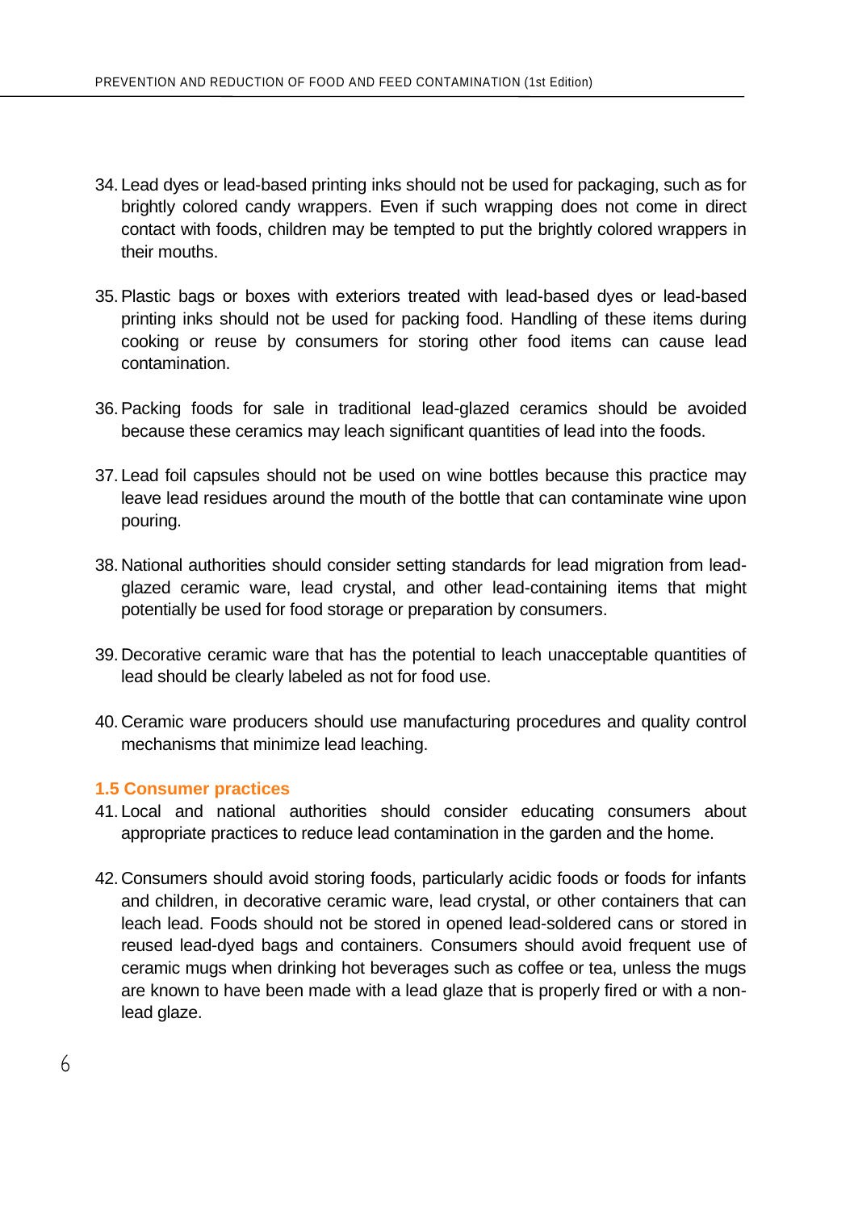34. Lead dyes or lead-based printing inks should not be used for packaging, such as for brightly colored candy wrappers. Even if such wrapping does not come in direct contact with foods, children may be tempted to put the brightly colored wrappers in their mouths.

35. Plastic bags or boxes with exteriors treated with lead-based dyes or lead-based printing inks should not be used for packing food. Handling of these items during cooking or reuse by consumers for storing other food items can cause lead contamination.

36. Packing foods for sale in traditional lead-glazed ceramics should be avoided because these ceramics may leach significant quantities of lead into the foods.

37. Lead foil capsules should not be used on wine bottles because this practice may leave lead residues around the mouth of the bottle that can contaminate wine upon pouring.

38. National authorities should consider setting standards for lead migration from lead-glazed ceramic ware, lead crystal, and other lead-containing items that might potentially be used for food storage or preparation by consumers.

39. Decorative ceramic ware that has the potential to leach unacceptable quantities of lead should be clearly labeled as not for food use.

40. Ceramic ware producers should use manufacturing procedures and quality control mechanisms that minimize lead leaching.

### 1.5 Consumer practices

41. Local and national authorities should consider educating consumers about appropriate practices to reduce lead contamination in the garden and the home.

42. Consumers should avoid storing foods, particularly acidic foods or foods for infants and children, in decorative ceramic ware, lead crystal, or other containers that can leach lead. Foods should not be stored in opened lead-soldered cans or stored in reused lead-dyed bags and containers. Consumers should avoid frequent use of ceramic mugs when drinking hot beverages such as coffee or tea, unless the mugs are known to have been made with a lead glaze that is properly fired or with a non-lead glaze.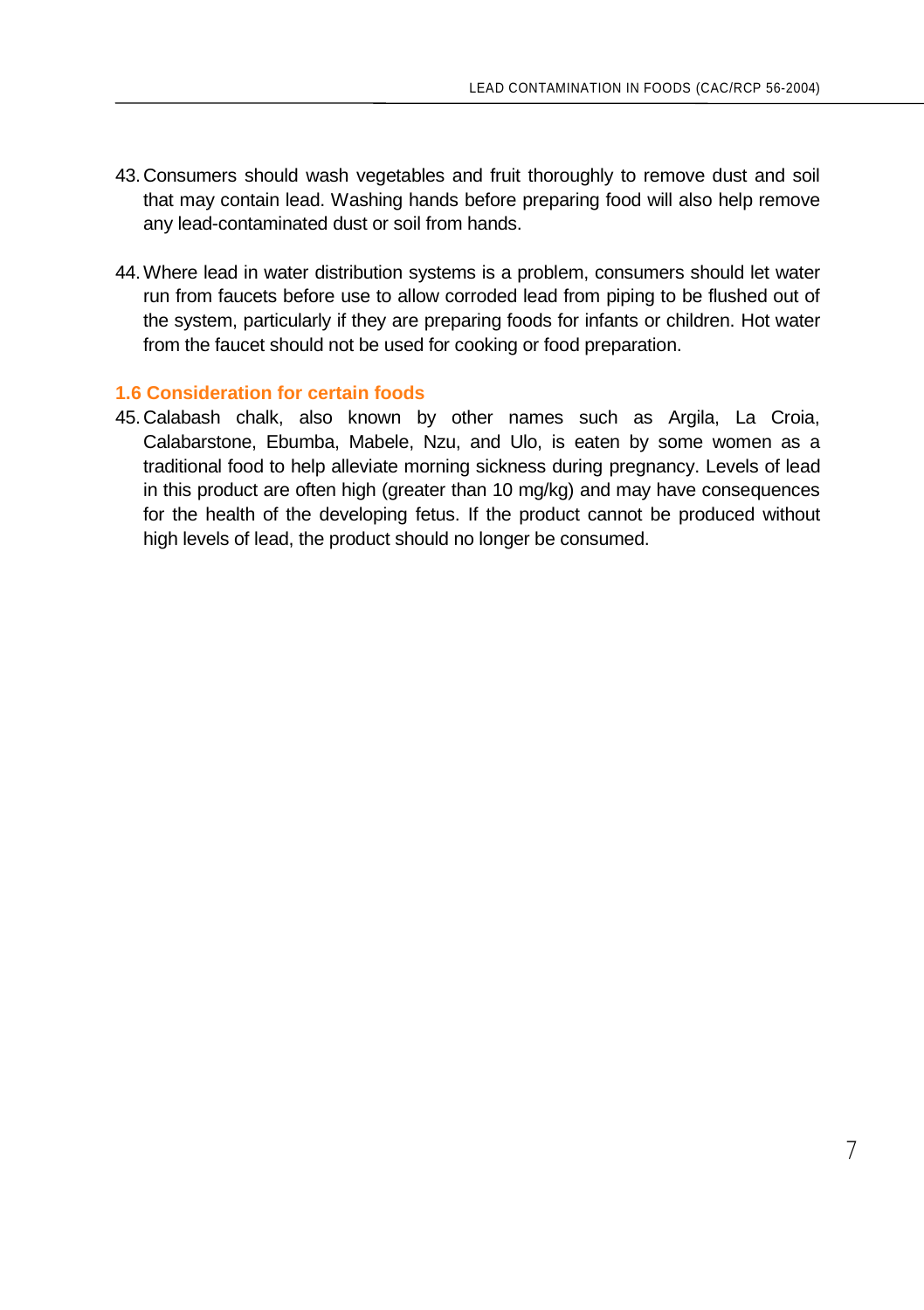43. Consumers should wash vegetables and fruit thoroughly to remove dust and soil that may contain lead. Washing hands before preparing food will also help remove any lead-contaminated dust or soil from hands.

44. Where lead in water distribution systems is a problem, consumers should let water run from faucets before use to allow corroded lead from piping to be flushed out of the system, particularly if they are preparing foods for infants or children. Hot water from the faucet should not be used for cooking or food preparation.

### 1.6 Consideration for certain foods

45. Calabash chalk, also known by other names such as Argila, La Croia, Calabarstone, Ebumba, Mabele, Nzu, and Ulo, is eaten by some women as a traditional food to help alleviate morning sickness during pregnancy. Levels of lead in this product are often high (greater than 10 mg/kg) and may have consequences for the health of the developing fetus. If the product cannot be produced without high levels of lead, the product should no longer be consumed.